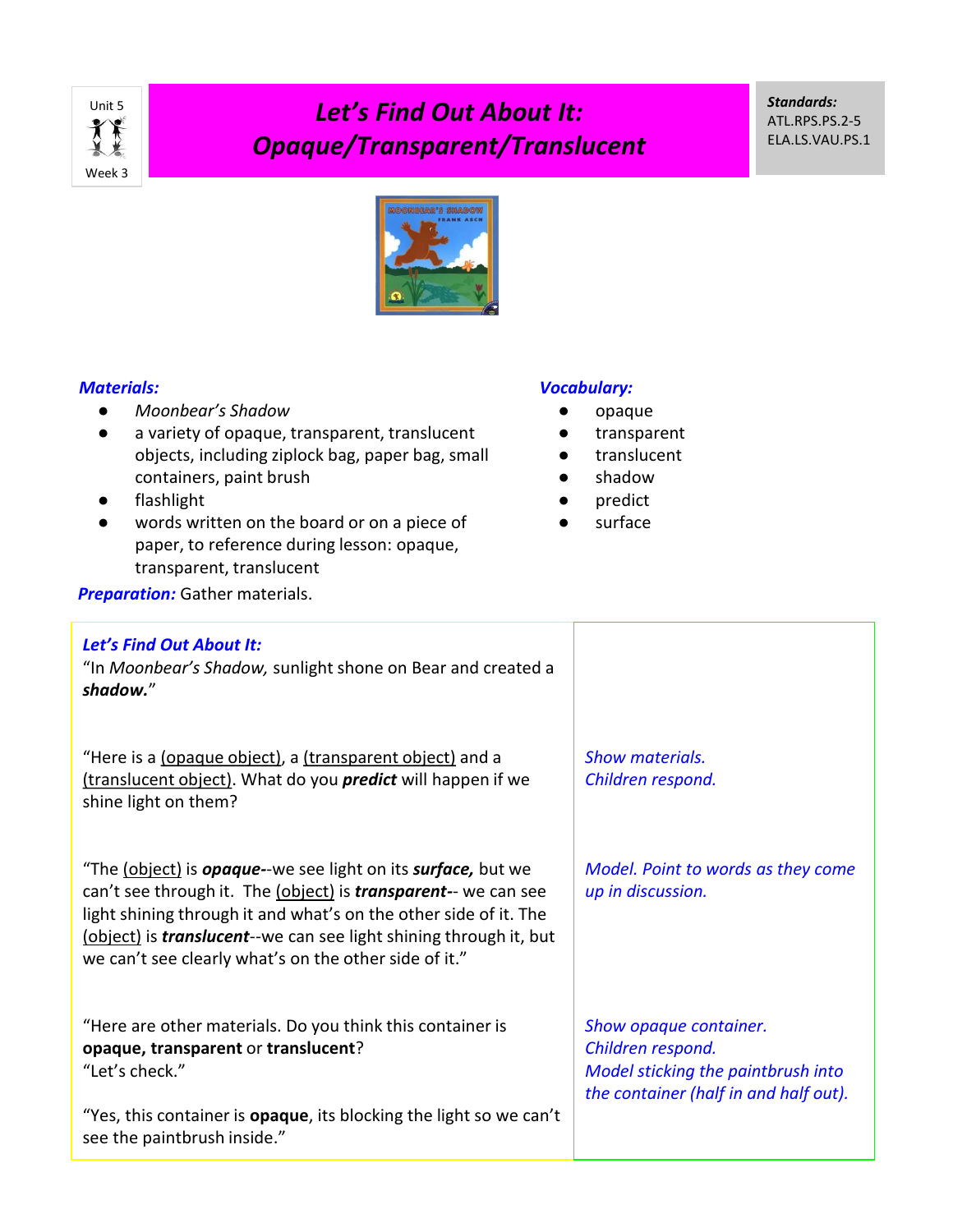Unit 5

Week 3

# *Let's Find Out About It: Opaque/Transparent/Translucent*

***Standards:***
ATL.RPS.PS.2-5
ELA.LS.VAU.PS.1

***Materials:***

- *Moonbear's Shadow*
- a variety of opaque, transparent, translucent objects, including ziplock bag, paper bag, small containers, paint brush
- flashlight
- words written on the board or on a piece of paper, to reference during lesson: opaque, transparent, translucent

***Vocabulary:***

- opaque
- transparent
- translucent
- shadow
- predict
- surface

***Preparation:*** Gather materials.

| ***Let's Find Out About It:*** | |
|---|---|
| "In *Moonbear's Shadow,* sunlight shone on Bear and created a ***shadow.***" | |
| "Here is a <u>(opaque object)</u>, a <u>(transparent object)</u> and a <u>(translucent object)</u>. What do you ***predict*** will happen if we shine light on them? | *Show materials.* *Children respond.* |
| "The <u>(object)</u> is ***opaque***--we see light on its ***surface,*** but we can't see through it. The <u>(object)</u> is ***transparent***-- we can see light shining through it and what's on the other side of it. The <u>(object)</u> is ***translucent***--we can see light shining through it, but we can't see clearly what's on the other side of it." | *Model. Point to words as they come up in discussion.* |
| "Here are other materials. Do you think this container is **opaque, transparent** or **translucent**? "Let's check." "Yes, this container is **opaque**, its blocking the light so we can't see the paintbrush inside." | *Show opaque container.* *Children respond.* *Model sticking the paintbrush into the container (half in and half out).* |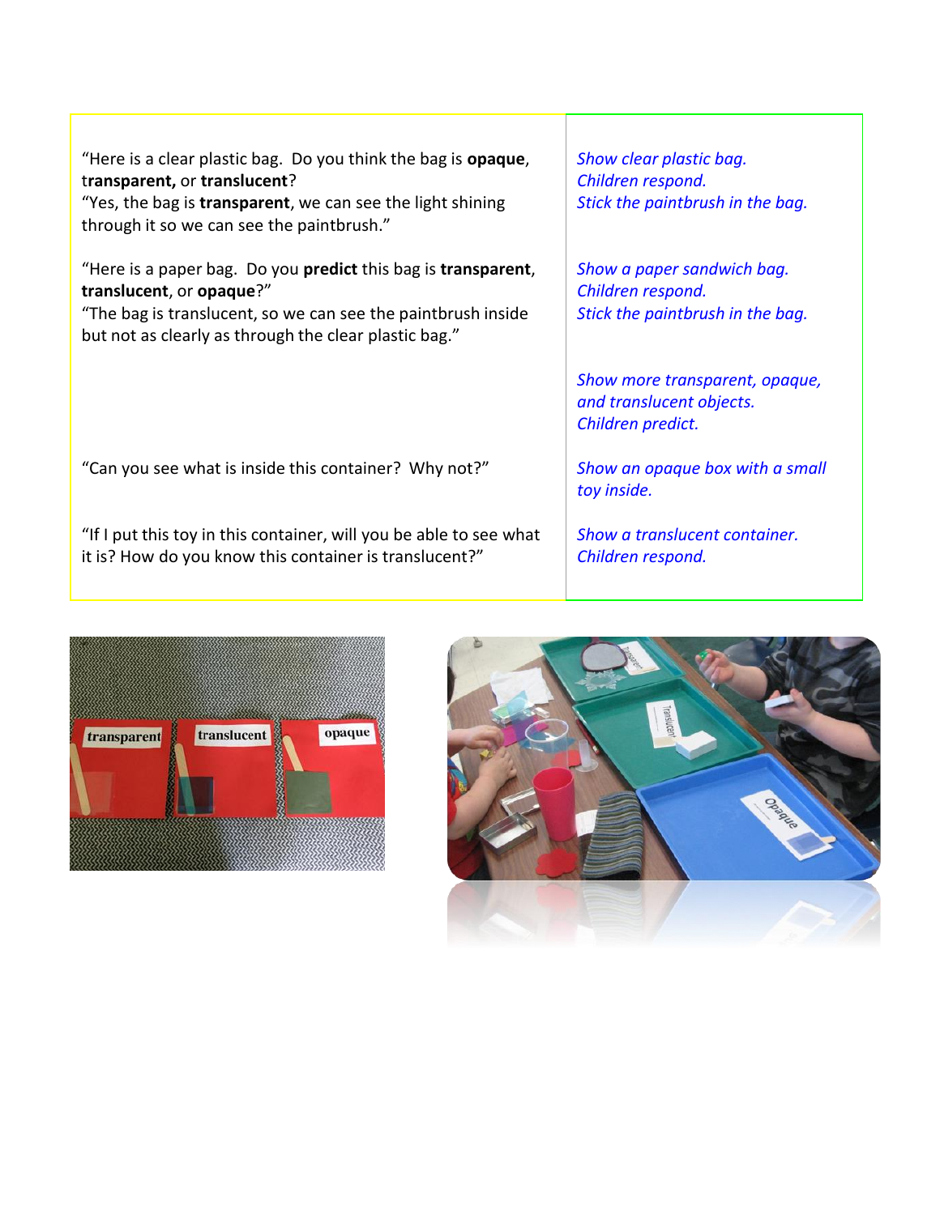| | |
|---|---|
| "Here is a clear plastic bag. Do you think the bag is **opaque**, **transparent,** or **translucent**?<br>"Yes, the bag is **transparent**, we can see the light shining through it so we can see the paintbrush." | *Show clear plastic bag.*<br>*Children respond.*<br>*Stick the paintbrush in the bag.* |
| "Here is a paper bag. Do you **predict** this bag is **transparent**, **translucent**, or **opaque**?"<br>"The bag is translucent, so we can see the paintbrush inside but not as clearly as through the clear plastic bag." | *Show a paper sandwich bag.*<br>*Children respond.*<br>*Stick the paintbrush in the bag.* |
| | *Show more transparent, opaque, and translucent objects.*<br>*Children predict.* |
| "Can you see what is inside this container? Why not?" | *Show an opaque box with a small toy inside.* |
| "If I put this toy in this container, will you be able to see what it is? How do you know this container is translucent?" | *Show a translucent container.*<br>*Children respond.* |